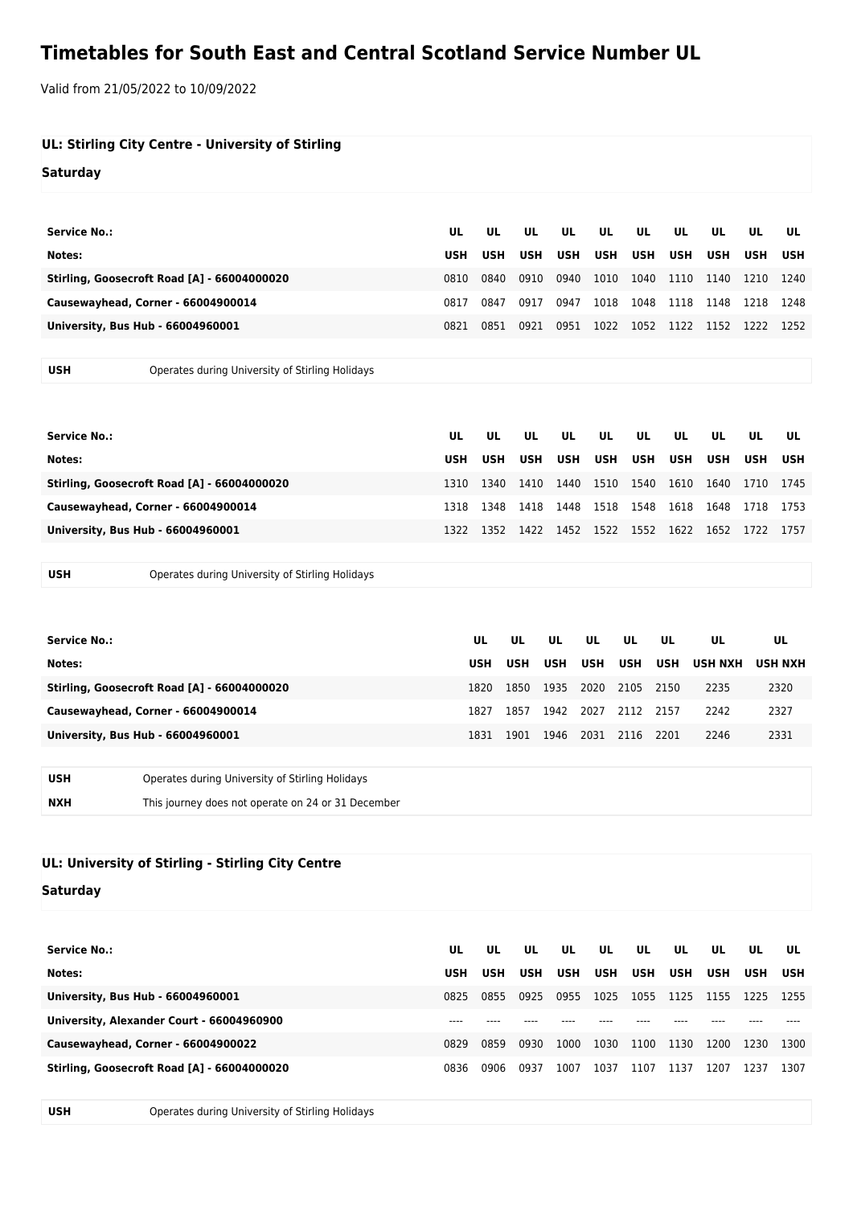# Timetables for South East and Central Scotland Service Number UL

Valid from 21/05/2022 to 10/09/2022

## UL: Stirling City Centre - University of Stirling

### Saturday

| Service No.: | UL | UL | UL | UL | UL | UL | UL | UL | UL | UL |
|---|---|---|---|---|---|---|---|---|---|---|
| Notes: | USH | USH | USH | USH | USH | USH | USH | USH | USH | USH |
| Stirling, Goosecroft Road [A] - 66004000020 | 0810 | 0840 | 0910 | 0940 | 1010 | 1040 | 1110 | 1140 | 1210 | 1240 |
| Causewayhead, Corner - 66004900014 | 0817 | 0847 | 0917 | 0947 | 1018 | 1048 | 1118 | 1148 | 1218 | 1248 |
| University, Bus Hub - 66004960001 | 0821 | 0851 | 0921 | 0951 | 1022 | 1052 | 1122 | 1152 | 1222 | 1252 |

| | |
|---|---|
| USH | Operates during University of Stirling Holidays |

| Service No.: | UL | UL | UL | UL | UL | UL | UL | UL | UL | UL |
|---|---|---|---|---|---|---|---|---|---|---|
| Notes: | USH | USH | USH | USH | USH | USH | USH | USH | USH | USH |
| Stirling, Goosecroft Road [A] - 66004000020 | 1310 | 1340 | 1410 | 1440 | 1510 | 1540 | 1610 | 1640 | 1710 | 1745 |
| Causewayhead, Corner - 66004900014 | 1318 | 1348 | 1418 | 1448 | 1518 | 1548 | 1618 | 1648 | 1718 | 1753 |
| University, Bus Hub - 66004960001 | 1322 | 1352 | 1422 | 1452 | 1522 | 1552 | 1622 | 1652 | 1722 | 1757 |

| | |
|---|---|
| USH | Operates during University of Stirling Holidays |

| Service No.: | UL | UL | UL | UL | UL | UL | UL | UL |
|---|---|---|---|---|---|---|---|---|
| Notes: | USH | USH | USH | USH | USH | USH | USH NXH | USH NXH |
| Stirling, Goosecroft Road [A] - 66004000020 | 1820 | 1850 | 1935 | 2020 | 2105 | 2150 | 2235 | 2320 |
| Causewayhead, Corner - 66004900014 | 1827 | 1857 | 1942 | 2027 | 2112 | 2157 | 2242 | 2327 |
| University, Bus Hub - 66004960001 | 1831 | 1901 | 1946 | 2031 | 2116 | 2201 | 2246 | 2331 |

| | |
|---|---|
| USH | Operates during University of Stirling Holidays |
| NXH | This journey does not operate on 24 or 31 December |

## UL: University of Stirling - Stirling City Centre

### Saturday

| Service No.: | UL | UL | UL | UL | UL | UL | UL | UL | UL | UL |
|---|---|---|---|---|---|---|---|---|---|---|
| Notes: | USH | USH | USH | USH | USH | USH | USH | USH | USH | USH |
| University, Bus Hub - 66004960001 | 0825 | 0855 | 0925 | 0955 | 1025 | 1055 | 1125 | 1155 | 1225 | 1255 |
| University, Alexander Court - 66004960900 | ---- | ---- | ---- | ---- | ---- | ---- | ---- | ---- | ---- | ---- |
| Causewayhead, Corner - 66004900022 | 0829 | 0859 | 0930 | 1000 | 1030 | 1100 | 1130 | 1200 | 1230 | 1300 |
| Stirling, Goosecroft Road [A] - 66004000020 | 0836 | 0906 | 0937 | 1007 | 1037 | 1107 | 1137 | 1207 | 1237 | 1307 |

| | |
|---|---|
| USH | Operates during University of Stirling Holidays |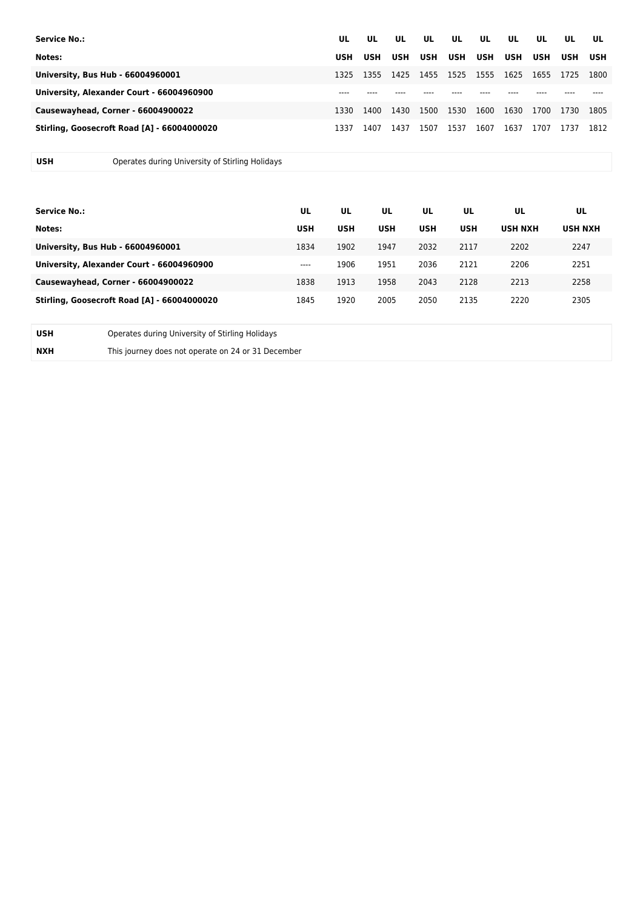| Service No.: | UL | UL | UL | UL | UL | UL | UL | UL | UL | UL |
|---|---|---|---|---|---|---|---|---|---|---|
| Notes: | USH | USH | USH | USH | USH | USH | USH | USH | USH | USH |
| University, Bus Hub - 66004960001 | 1325 | 1355 | 1425 | 1455 | 1525 | 1555 | 1625 | 1655 | 1725 | 1800 |
| University, Alexander Court - 66004960900 | ---- | ---- | ---- | ---- | ---- | ---- | ---- | ---- | ---- | ---- |
| Causewayhead, Corner - 66004900022 | 1330 | 1400 | 1430 | 1500 | 1530 | 1600 | 1630 | 1700 | 1730 | 1805 |
| Stirling, Goosecroft Road [A] - 66004000020 | 1337 | 1407 | 1437 | 1507 | 1537 | 1607 | 1637 | 1707 | 1737 | 1812 |

| | |
|---|---|
| USH | Operates during University of Stirling Holidays |

| Service No.: | UL | UL | UL | UL | UL | UL | UL |
|---|---|---|---|---|---|---|---|
| Notes: | USH | USH | USH | USH | USH | USH NXH | USH NXH |
| University, Bus Hub - 66004960001 | 1834 | 1902 | 1947 | 2032 | 2117 | 2202 | 2247 |
| University, Alexander Court - 66004960900 | ---- | 1906 | 1951 | 2036 | 2121 | 2206 | 2251 |
| Causewayhead, Corner - 66004900022 | 1838 | 1913 | 1958 | 2043 | 2128 | 2213 | 2258 |
| Stirling, Goosecroft Road [A] - 66004000020 | 1845 | 1920 | 2005 | 2050 | 2135 | 2220 | 2305 |

| | |
|---|---|
| USH | Operates during University of Stirling Holidays |
| NXH | This journey does not operate on 24 or 31 December |